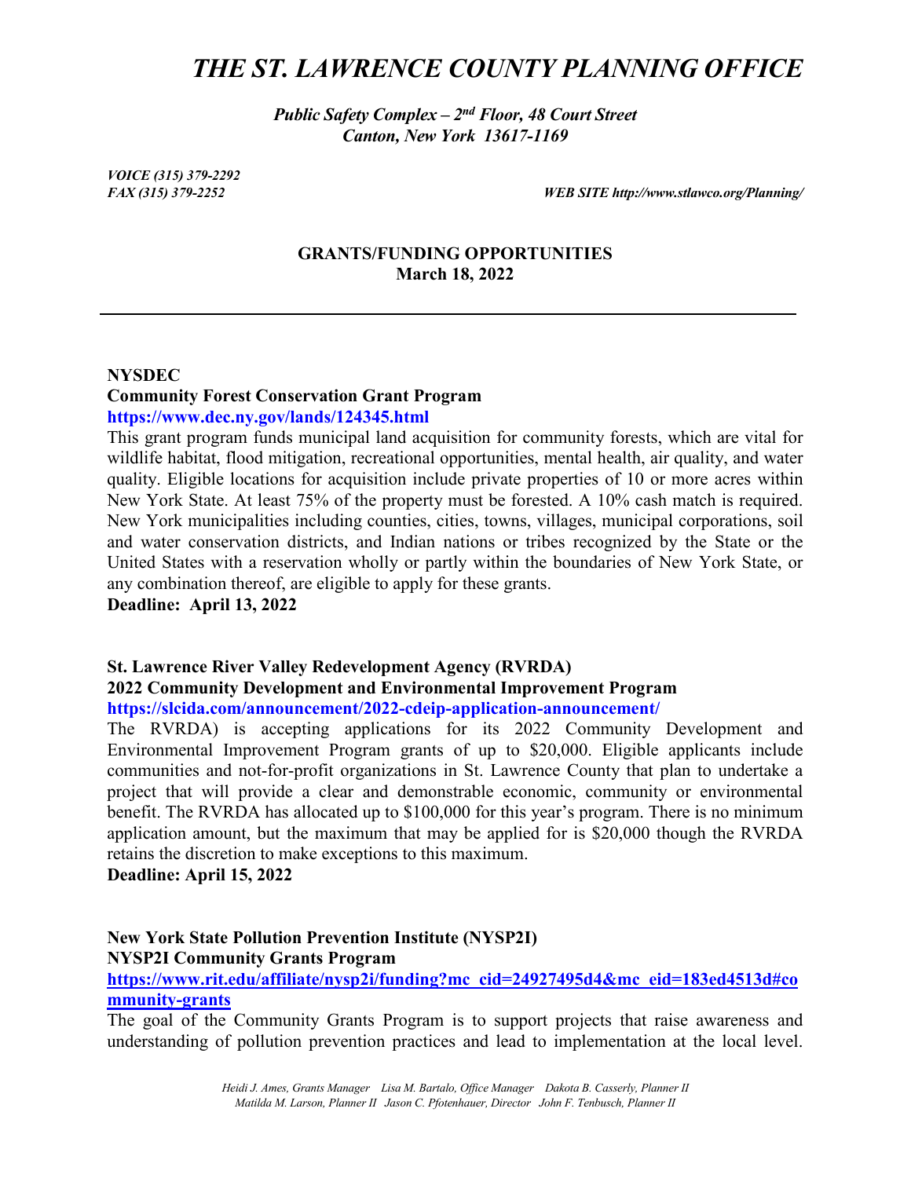# *THE ST. LAWRENCE COUNTY PLANNING OFFICE*

***Public Safety Complex – 2nd Floor, 48 Court Street***
***Canton, New York 13617-1169***

*VOICE (315) 379-2292*
*FAX (315) 379-2252*

*WEB SITE http://www.stlawco.org/Planning/*

**GRANTS/FUNDING OPPORTUNITIES**
**March 18, 2022**

---

**NYSDEC**
**Community Forest Conservation Grant Program**
**https://www.dec.ny.gov/lands/124345.html**

This grant program funds municipal land acquisition for community forests, which are vital for wildlife habitat, flood mitigation, recreational opportunities, mental health, air quality, and water quality. Eligible locations for acquisition include private properties of 10 or more acres within New York State. At least 75% of the property must be forested. A 10% cash match is required. New York municipalities including counties, cities, towns, villages, municipal corporations, soil and water conservation districts, and Indian nations or tribes recognized by the State or the United States with a reservation wholly or partly within the boundaries of New York State, or any combination thereof, are eligible to apply for these grants.

**Deadline: April 13, 2022**

**St. Lawrence River Valley Redevelopment Agency (RVRDA)**
**2022 Community Development and Environmental Improvement Program**
**https://slcida.com/announcement/2022-cdeip-application-announcement/**

The RVRDA) is accepting applications for its 2022 Community Development and Environmental Improvement Program grants of up to $20,000. Eligible applicants include communities and not-for-profit organizations in St. Lawrence County that plan to undertake a project that will provide a clear and demonstrable economic, community or environmental benefit. The RVRDA has allocated up to $100,000 for this year's program. There is no minimum application amount, but the maximum that may be applied for is $20,000 though the RVRDA retains the discretion to make exceptions to this maximum.

**Deadline: April 15, 2022**

**New York State Pollution Prevention Institute (NYSP2I)**
**NYSP2I Community Grants Program**
**https://www.rit.edu/affiliate/nysp2i/funding?mc_cid=24927495d4&mc_eid=183ed4513d#community-grants**

The goal of the Community Grants Program is to support projects that raise awareness and understanding of pollution prevention practices and lead to implementation at the local level.

*Heidi J. Ames, Grants Manager   Lisa M. Bartalo, Office Manager   Dakota B. Casserly, Planner II*
*Matilda M. Larson, Planner II   Jason C. Pfotenhauer, Director   John F. Tenbusch, Planner II*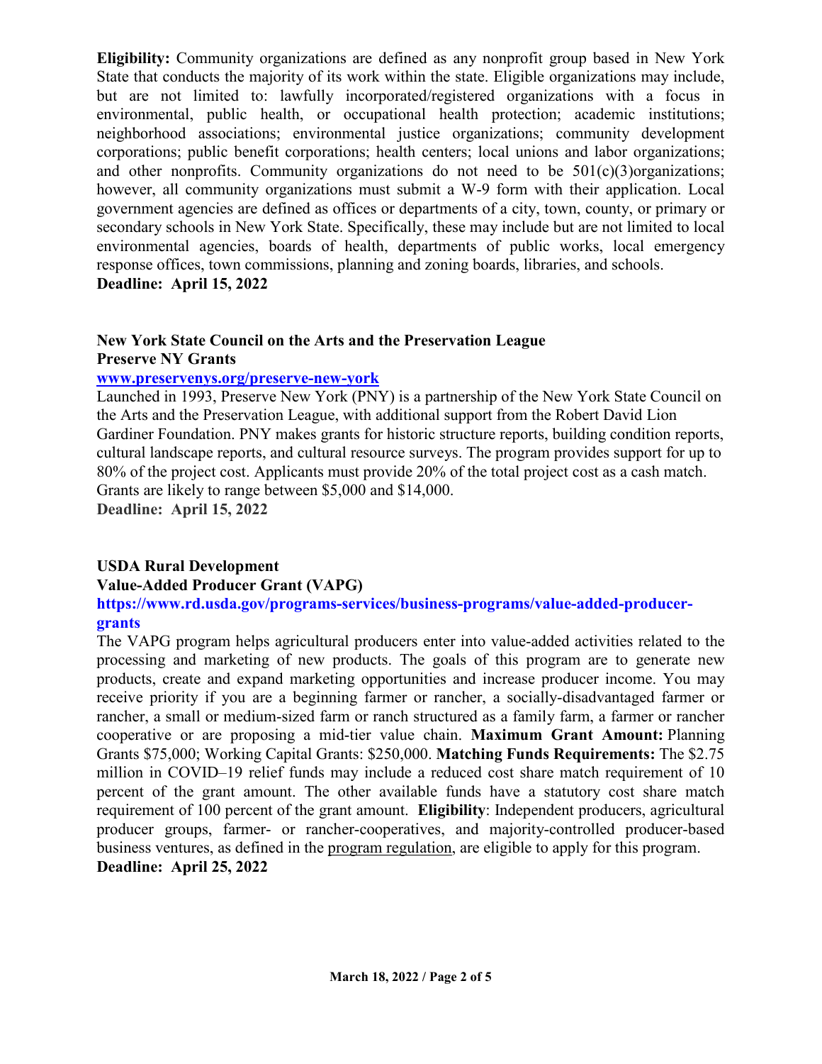**Eligibility:** Community organizations are defined as any nonprofit group based in New York State that conducts the majority of its work within the state. Eligible organizations may include, but are not limited to: lawfully incorporated/registered organizations with a focus in environmental, public health, or occupational health protection; academic institutions; neighborhood associations; environmental justice organizations; community development corporations; public benefit corporations; health centers; local unions and labor organizations; and other nonprofits. Community organizations do not need to be 501(c)(3)organizations; however, all community organizations must submit a W-9 form with their application. Local government agencies are defined as offices or departments of a city, town, county, or primary or secondary schools in New York State. Specifically, these may include but are not limited to local environmental agencies, boards of health, departments of public works, local emergency response offices, town commissions, planning and zoning boards, libraries, and schools.
**Deadline: April 15, 2022**

**New York State Council on the Arts and the Preservation League**
**Preserve NY Grants**
**[www.preservenys.org/preserve-new-york](http://www.preservenys.org/preserve-new-york)**
Launched in 1993, Preserve New York (PNY) is a partnership of the New York State Council on the Arts and the Preservation League, with additional support from the Robert David Lion Gardiner Foundation. PNY makes grants for historic structure reports, building condition reports, cultural landscape reports, and cultural resource surveys. The program provides support for up to 80% of the project cost. Applicants must provide 20% of the total project cost as a cash match. Grants are likely to range between $5,000 and $14,000.
**Deadline: April 15, 2022**

**USDA Rural Development**
**Value-Added Producer Grant (VAPG)**
**https://www.rd.usda.gov/programs-services/business-programs/value-added-producer-grants**
The VAPG program helps agricultural producers enter into value-added activities related to the processing and marketing of new products. The goals of this program are to generate new products, create and expand marketing opportunities and increase producer income. You may receive priority if you are a beginning farmer or rancher, a socially-disadvantaged farmer or rancher, a small or medium-sized farm or ranch structured as a family farm, a farmer or rancher cooperative or are proposing a mid-tier value chain. **Maximum Grant Amount:** Planning Grants $75,000; Working Capital Grants: $250,000. **Matching Funds Requirements:** The $2.75 million in COVID–19 relief funds may include a reduced cost share match requirement of 10 percent of the grant amount. The other available funds have a statutory cost share match requirement of 100 percent of the grant amount. **Eligibility**: Independent producers, agricultural producer groups, farmer- or rancher-cooperatives, and majority-controlled producer-based business ventures, as defined in the program regulation, are eligible to apply for this program.
**Deadline: April 25, 2022**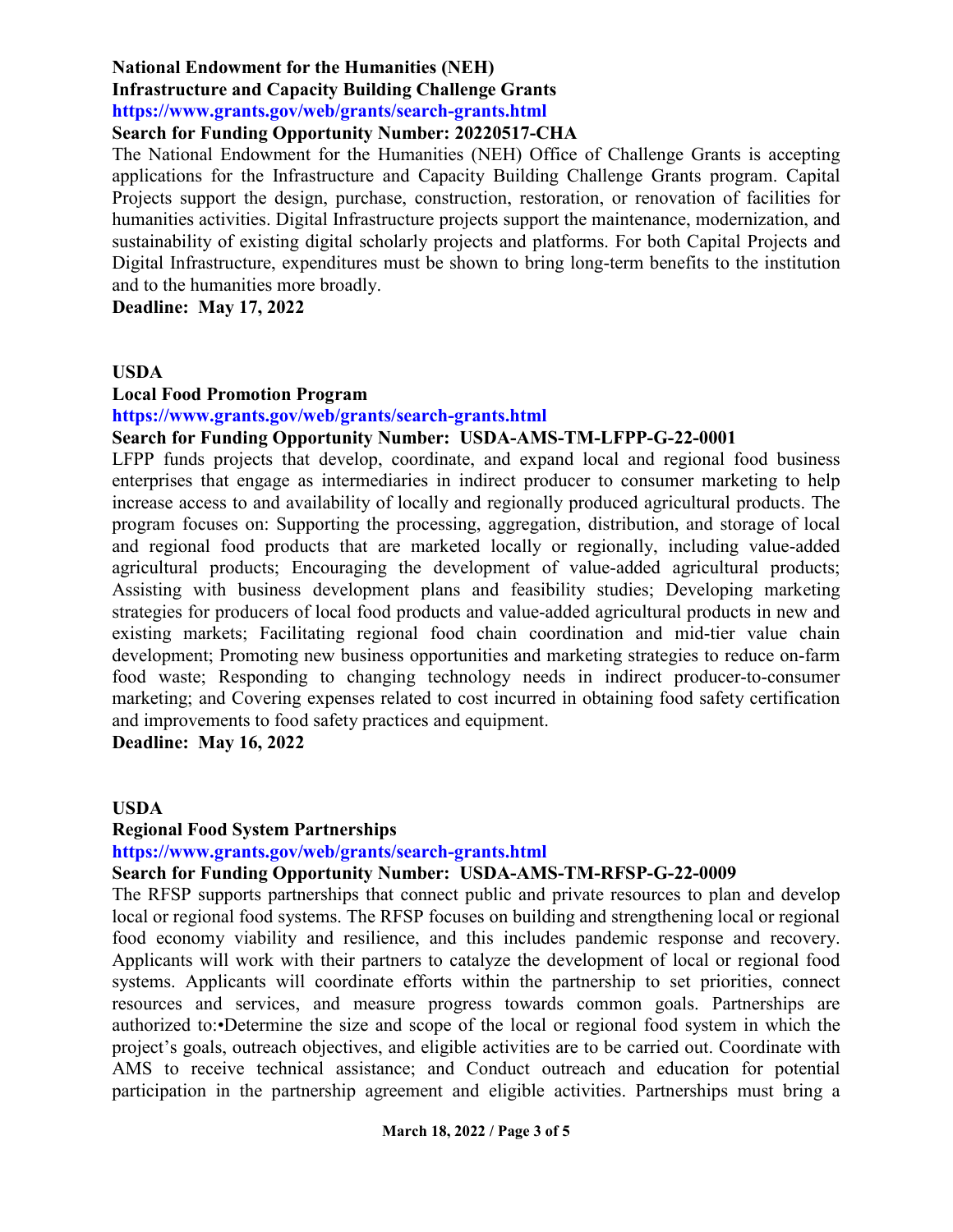**National Endowment for the Humanities (NEH)**
**Infrastructure and Capacity Building Challenge Grants**
**https://www.grants.gov/web/grants/search-grants.html**
**Search for Funding Opportunity Number: 20220517-CHA**

The National Endowment for the Humanities (NEH) Office of Challenge Grants is accepting applications for the Infrastructure and Capacity Building Challenge Grants program. Capital Projects support the design, purchase, construction, restoration, or renovation of facilities for humanities activities. Digital Infrastructure projects support the maintenance, modernization, and sustainability of existing digital scholarly projects and platforms. For both Capital Projects and Digital Infrastructure, expenditures must be shown to bring long-term benefits to the institution and to the humanities more broadly.

**Deadline: May 17, 2022**

**USDA**
**Local Food Promotion Program**
**https://www.grants.gov/web/grants/search-grants.html**
**Search for Funding Opportunity Number: USDA-AMS-TM-LFPP-G-22-0001**

LFPP funds projects that develop, coordinate, and expand local and regional food business enterprises that engage as intermediaries in indirect producer to consumer marketing to help increase access to and availability of locally and regionally produced agricultural products. The program focuses on: Supporting the processing, aggregation, distribution, and storage of local and regional food products that are marketed locally or regionally, including value-added agricultural products; Encouraging the development of value-added agricultural products; Assisting with business development plans and feasibility studies; Developing marketing strategies for producers of local food products and value-added agricultural products in new and existing markets; Facilitating regional food chain coordination and mid-tier value chain development; Promoting new business opportunities and marketing strategies to reduce on-farm food waste; Responding to changing technology needs in indirect producer-to-consumer marketing; and Covering expenses related to cost incurred in obtaining food safety certification and improvements to food safety practices and equipment.

**Deadline: May 16, 2022**

**USDA**
**Regional Food System Partnerships**
**https://www.grants.gov/web/grants/search-grants.html**
**Search for Funding Opportunity Number: USDA-AMS-TM-RFSP-G-22-0009**

The RFSP supports partnerships that connect public and private resources to plan and develop local or regional food systems. The RFSP focuses on building and strengthening local or regional food economy viability and resilience, and this includes pandemic response and recovery. Applicants will work with their partners to catalyze the development of local or regional food systems. Applicants will coordinate efforts within the partnership to set priorities, connect resources and services, and measure progress towards common goals. Partnerships are authorized to:•Determine the size and scope of the local or regional food system in which the project's goals, outreach objectives, and eligible activities are to be carried out. Coordinate with AMS to receive technical assistance; and Conduct outreach and education for potential participation in the partnership agreement and eligible activities. Partnerships must bring a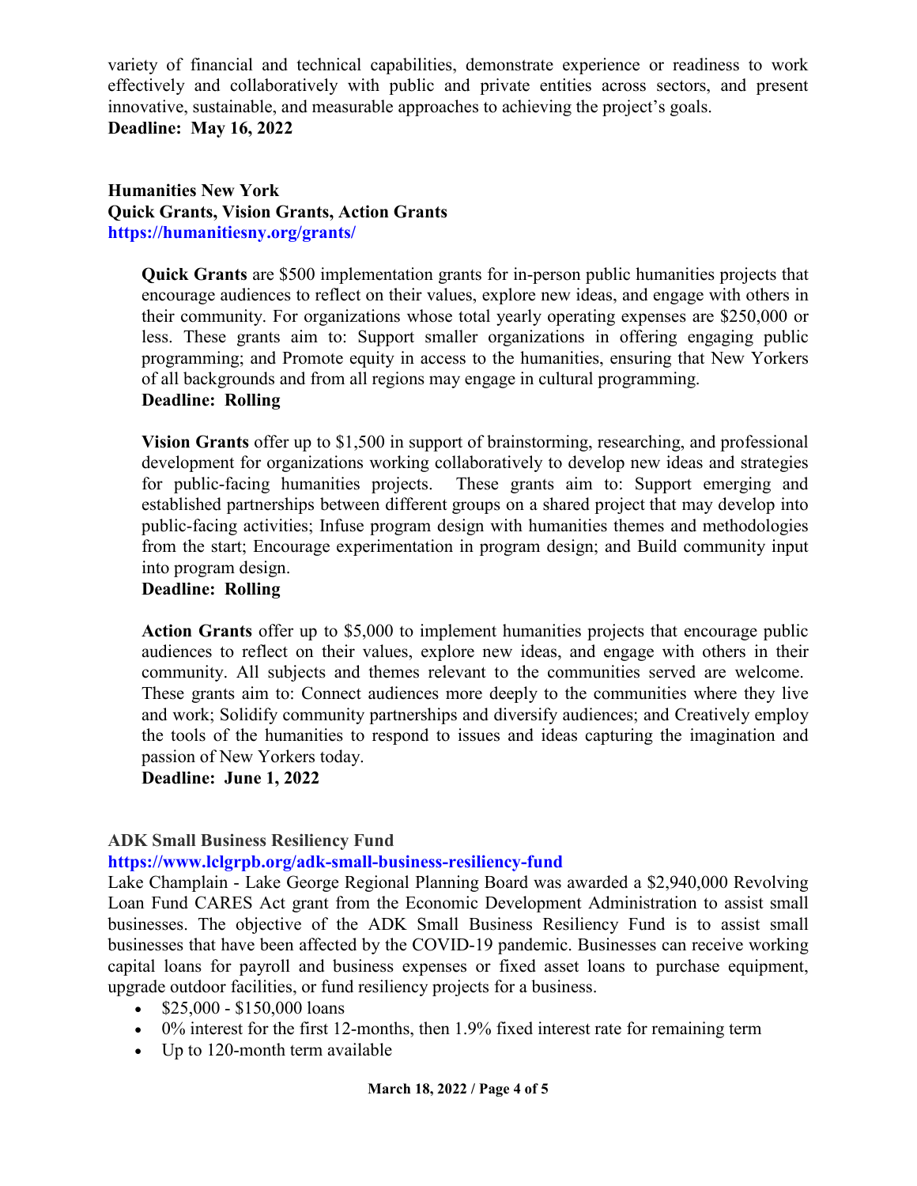variety of financial and technical capabilities, demonstrate experience or readiness to work effectively and collaboratively with public and private entities across sectors, and present innovative, sustainable, and measurable approaches to achieving the project's goals.
**Deadline: May 16, 2022**

**Humanities New York**
**Quick Grants, Vision Grants, Action Grants**
**https://humanitiesny.org/grants/**

> **Quick Grants** are $500 implementation grants for in-person public humanities projects that encourage audiences to reflect on their values, explore new ideas, and engage with others in their community. For organizations whose total yearly operating expenses are $250,000 or less. These grants aim to: Support smaller organizations in offering engaging public programming; and Promote equity in access to the humanities, ensuring that New Yorkers of all backgrounds and from all regions may engage in cultural programming.
> **Deadline: Rolling**
>
> **Vision Grants** offer up to $1,500 in support of brainstorming, researching, and professional development for organizations working collaboratively to develop new ideas and strategies for public-facing humanities projects. These grants aim to: Support emerging and established partnerships between different groups on a shared project that may develop into public-facing activities; Infuse program design with humanities themes and methodologies from the start; Encourage experimentation in program design; and Build community input into program design.
> **Deadline: Rolling**
>
> **Action Grants** offer up to $5,000 to implement humanities projects that encourage public audiences to reflect on their values, explore new ideas, and engage with others in their community. All subjects and themes relevant to the communities served are welcome. These grants aim to: Connect audiences more deeply to the communities where they live and work; Solidify community partnerships and diversify audiences; and Creatively employ the tools of the humanities to respond to issues and ideas capturing the imagination and passion of New Yorkers today.
> **Deadline: June 1, 2022**

**ADK Small Business Resiliency Fund**
**https://www.lclgrpb.org/adk-small-business-resiliency-fund**
Lake Champlain - Lake George Regional Planning Board was awarded a $2,940,000 Revolving Loan Fund CARES Act grant from the Economic Development Administration to assist small businesses. The objective of the ADK Small Business Resiliency Fund is to assist small businesses that have been affected by the COVID-19 pandemic. Businesses can receive working capital loans for payroll and business expenses or fixed asset loans to purchase equipment, upgrade outdoor facilities, or fund resiliency projects for a business.

- $25,000 - $150,000 loans
- 0% interest for the first 12-months, then 1.9% fixed interest rate for remaining term
- Up to 120-month term available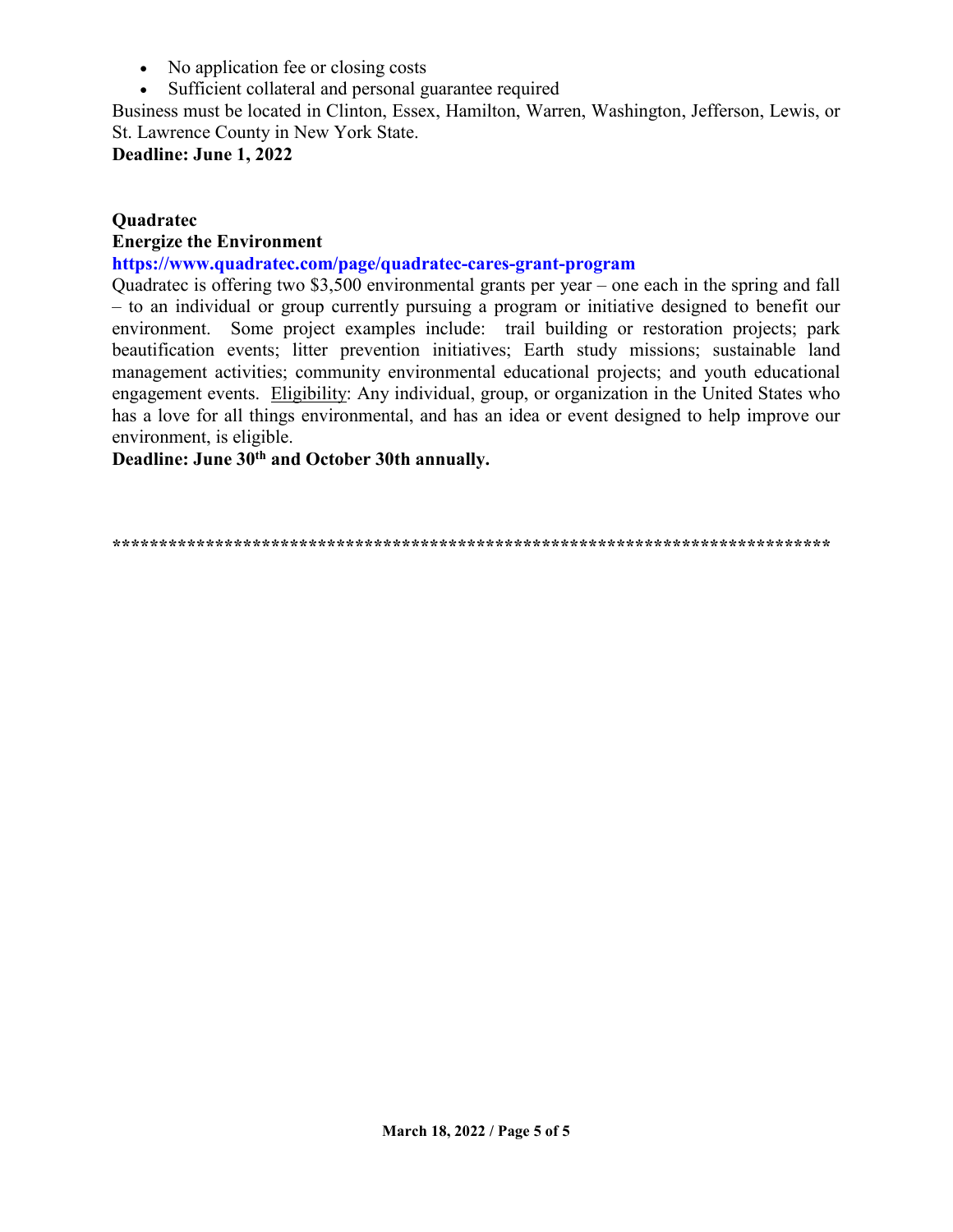- No application fee or closing costs
- Sufficient collateral and personal guarantee required

Business must be located in Clinton, Essex, Hamilton, Warren, Washington, Jefferson, Lewis, or St. Lawrence County in New York State.

**Deadline: June 1, 2022**

**Quadratec**
**Energize the Environment**
**https://www.quadratec.com/page/quadratec-cares-grant-program**

Quadratec is offering two $3,500 environmental grants per year – one each in the spring and fall – to an individual or group currently pursuing a program or initiative designed to benefit our environment. Some project examples include: trail building or restoration projects; park beautification events; litter prevention initiatives; Earth study missions; sustainable land management activities; community environmental educational projects; and youth educational engagement events. Eligibility: Any individual, group, or organization in the United States who has a love for all things environmental, and has an idea or event designed to help improve our environment, is eligible.

**Deadline: June 30th and October 30th annually.**

********************************************************************************